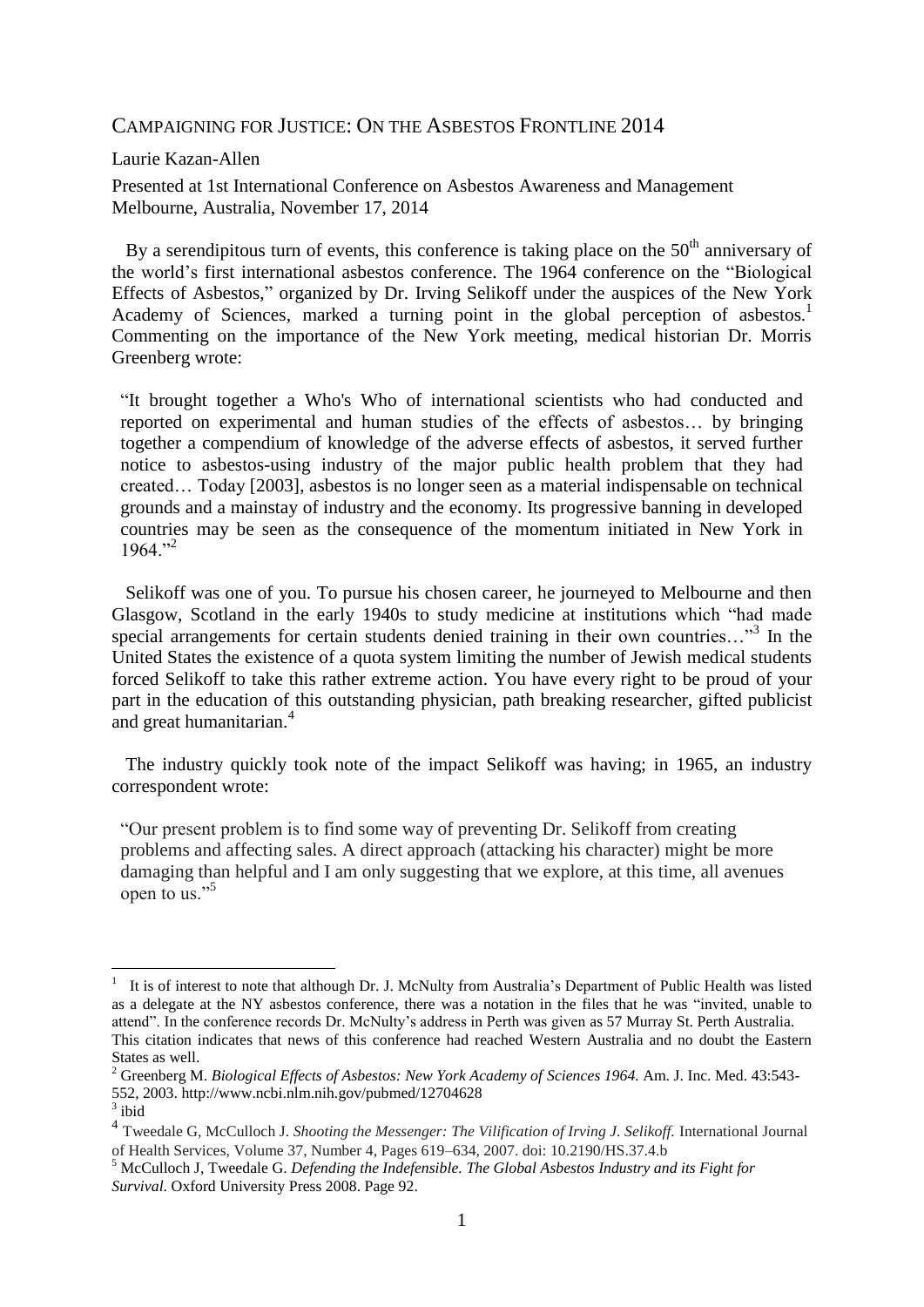# Campaigning for Justice: On the Asbestos Frontline 2014

Laurie Kazan-Allen

Presented at 1st International Conference on Asbestos Awareness and Management Melbourne, Australia, November 17, 2014

By a serendipitous turn of events, this conference is taking place on the 50th anniversary of the world's first international asbestos conference. The 1964 conference on the "Biological Effects of Asbestos," organized by Dr. Irving Selikoff under the auspices of the New York Academy of Sciences, marked a turning point in the global perception of asbestos.[1] Commenting on the importance of the New York meeting, medical historian Dr. Morris Greenberg wrote:

> "It brought together a Who's Who of international scientists who had conducted and reported on experimental and human studies of the effects of asbestos… by bringing together a compendium of knowledge of the adverse effects of asbestos, it served further notice to asbestos-using industry of the major public health problem that they had created… Today [2003], asbestos is no longer seen as a material indispensable on technical grounds and a mainstay of industry and the economy. Its progressive banning in developed countries may be seen as the consequence of the momentum initiated in New York in 1964."[2]

Selikoff was one of you. To pursue his chosen career, he journeyed to Melbourne and then Glasgow, Scotland in the early 1940s to study medicine at institutions which "had made special arrangements for certain students denied training in their own countries…"[3] In the United States the existence of a quota system limiting the number of Jewish medical students forced Selikoff to take this rather extreme action. You have every right to be proud of your part in the education of this outstanding physician, path breaking researcher, gifted publicist and great humanitarian.[4]

The industry quickly took note of the impact Selikoff was having; in 1965, an industry correspondent wrote:

> "Our present problem is to find some way of preventing Dr. Selikoff from creating problems and affecting sales. A direct approach (attacking his character) might be more damaging than helpful and I am only suggesting that we explore, at this time, all avenues open to us."[5]

---

[1] It is of interest to note that although Dr. J. McNulty from Australia's Department of Public Health was listed as a delegate at the NY asbestos conference, there was a notation in the files that he was "invited, unable to attend". In the conference records Dr. McNulty's address in Perth was given as 57 Murray St. Perth Australia. This citation indicates that news of this conference had reached Western Australia and no doubt the Eastern States as well.

[2] Greenberg M. *Biological Effects of Asbestos: New York Academy of Sciences 1964.* Am. J. Inc. Med. 43:543-552, 2003. http://www.ncbi.nlm.nih.gov/pubmed/12704628

[3] ibid

[4] Tweedale G, McCulloch J. *Shooting the Messenger: The Vilification of Irving J. Selikoff.* International Journal of Health Services, Volume 37, Number 4, Pages 619–634, 2007. doi: 10.2190/HS.37.4.b

[5] McCulloch J, Tweedale G. *Defending the Indefensible. The Global Asbestos Industry and its Fight for Survival.* Oxford University Press 2008. Page 92.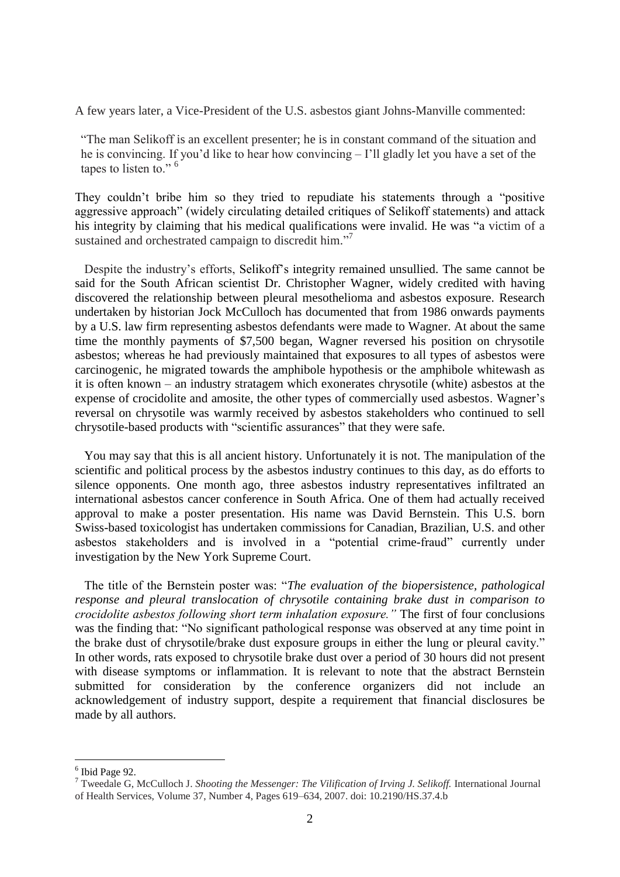A few years later, a Vice-President of the U.S. asbestos giant Johns-Manville commented:

> "The man Selikoff is an excellent presenter; he is in constant command of the situation and he is convincing. If you'd like to hear how convincing – I'll gladly let you have a set of the tapes to listen to." [6]

They couldn't bribe him so they tried to repudiate his statements through a "positive aggressive approach" (widely circulating detailed critiques of Selikoff statements) and attack his integrity by claiming that his medical qualifications were invalid. He was "a victim of a sustained and orchestrated campaign to discredit him."[7]

Despite the industry's efforts, Selikoff's integrity remained unsullied. The same cannot be said for the South African scientist Dr. Christopher Wagner, widely credited with having discovered the relationship between pleural mesothelioma and asbestos exposure. Research undertaken by historian Jock McCulloch has documented that from 1986 onwards payments by a U.S. law firm representing asbestos defendants were made to Wagner. At about the same time the monthly payments of $7,500 began, Wagner reversed his position on chrysotile asbestos; whereas he had previously maintained that exposures to all types of asbestos were carcinogenic, he migrated towards the amphibole hypothesis or the amphibole whitewash as it is often known – an industry stratagem which exonerates chrysotile (white) asbestos at the expense of crocidolite and amosite, the other types of commercially used asbestos. Wagner's reversal on chrysotile was warmly received by asbestos stakeholders who continued to sell chrysotile-based products with "scientific assurances" that they were safe.

You may say that this is all ancient history. Unfortunately it is not. The manipulation of the scientific and political process by the asbestos industry continues to this day, as do efforts to silence opponents. One month ago, three asbestos industry representatives infiltrated an international asbestos cancer conference in South Africa. One of them had actually received approval to make a poster presentation. His name was David Bernstein. This U.S. born Swiss-based toxicologist has undertaken commissions for Canadian, Brazilian, U.S. and other asbestos stakeholders and is involved in a "potential crime-fraud" currently under investigation by the New York Supreme Court.

The title of the Bernstein poster was: "*The evaluation of the biopersistence, pathological response and pleural translocation of chrysotile containing brake dust in comparison to crocidolite asbestos following short term inhalation exposure.*" The first of four conclusions was the finding that: "No significant pathological response was observed at any time point in the brake dust of chrysotile/brake dust exposure groups in either the lung or pleural cavity." In other words, rats exposed to chrysotile brake dust over a period of 30 hours did not present with disease symptoms or inflammation. It is relevant to note that the abstract Bernstein submitted for consideration by the conference organizers did not include an acknowledgement of industry support, despite a requirement that financial disclosures be made by all authors.

---

[6] Ibid Page 92.

[7] Tweedale G, McCulloch J. *Shooting the Messenger: The Vilification of Irving J. Selikoff.* International Journal of Health Services, Volume 37, Number 4, Pages 619–634, 2007. doi: 10.2190/HS.37.4.b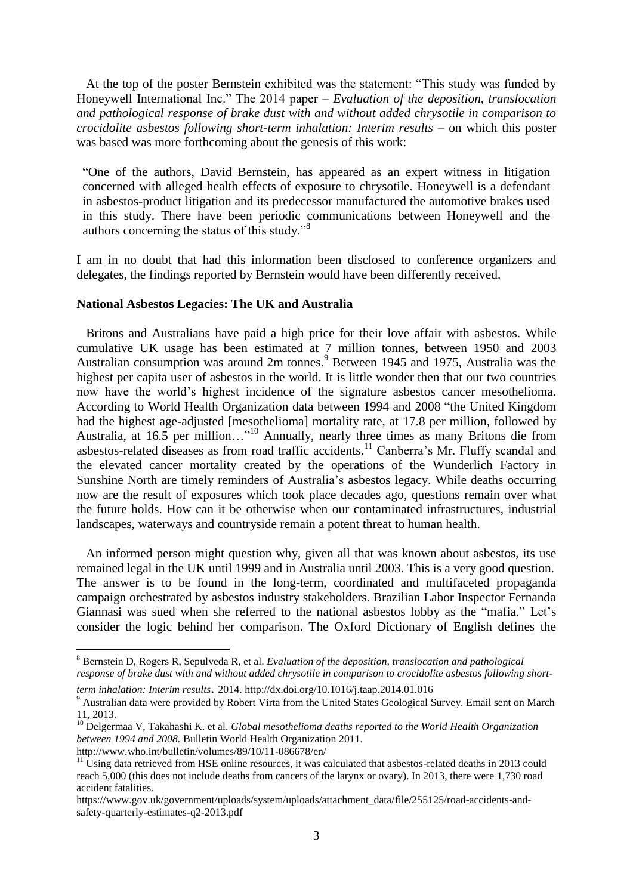At the top of the poster Bernstein exhibited was the statement: "This study was funded by Honeywell International Inc." The 2014 paper – *Evaluation of the deposition, translocation and pathological response of brake dust with and without added chrysotile in comparison to crocidolite asbestos following short-term inhalation: Interim results* – on which this poster was based was more forthcoming about the genesis of this work:

> "One of the authors, David Bernstein, has appeared as an expert witness in litigation concerned with alleged health effects of exposure to chrysotile. Honeywell is a defendant in asbestos-product litigation and its predecessor manufactured the automotive brakes used in this study. There have been periodic communications between Honeywell and the authors concerning the status of this study."[8]

I am in no doubt that had this information been disclosed to conference organizers and delegates, the findings reported by Bernstein would have been differently received.

**National Asbestos Legacies: The UK and Australia**

Britons and Australians have paid a high price for their love affair with asbestos. While cumulative UK usage has been estimated at 7 million tonnes, between 1950 and 2003 Australian consumption was around 2m tonnes.[9] Between 1945 and 1975, Australia was the highest per capita user of asbestos in the world. It is little wonder then that our two countries now have the world's highest incidence of the signature asbestos cancer mesothelioma. According to World Health Organization data between 1994 and 2008 "the United Kingdom had the highest age-adjusted [mesothelioma] mortality rate, at 17.8 per million, followed by Australia, at 16.5 per million…"[10] Annually, nearly three times as many Britons die from asbestos-related diseases as from road traffic accidents.[11] Canberra's Mr. Fluffy scandal and the elevated cancer mortality created by the operations of the Wunderlich Factory in Sunshine North are timely reminders of Australia's asbestos legacy. While deaths occurring now are the result of exposures which took place decades ago, questions remain over what the future holds. How can it be otherwise when our contaminated infrastructures, industrial landscapes, waterways and countryside remain a potent threat to human health.

An informed person might question why, given all that was known about asbestos, its use remained legal in the UK until 1999 and in Australia until 2003. This is a very good question. The answer is to be found in the long-term, coordinated and multifaceted propaganda campaign orchestrated by asbestos industry stakeholders. Brazilian Labor Inspector Fernanda Giannasi was sued when she referred to the national asbestos lobby as the "mafia." Let's consider the logic behind her comparison. The Oxford Dictionary of English defines the

---

[8] Bernstein D, Rogers R, Sepulveda R, et al. *Evaluation of the deposition, translocation and pathological response of brake dust with and without added chrysotile in comparison to crocidolite asbestos following short-term inhalation: Interim results*. 2014. http://dx.doi.org/10.1016/j.taap.2014.01.016

[9] Australian data were provided by Robert Virta from the United States Geological Survey. Email sent on March 11, 2013.

[10] Delgermaa V, Takahashi K. et al. *Global mesothelioma deaths reported to the World Health Organization between 1994 and 2008.* Bulletin World Health Organization 2011. http://www.who.int/bulletin/volumes/89/10/11-086678/en/

[11] Using data retrieved from HSE online resources, it was calculated that asbestos-related deaths in 2013 could reach 5,000 (this does not include deaths from cancers of the larynx or ovary). In 2013, there were 1,730 road accident fatalities. https://www.gov.uk/government/uploads/system/uploads/attachment_data/file/255125/road-accidents-and-safety-quarterly-estimates-q2-2013.pdf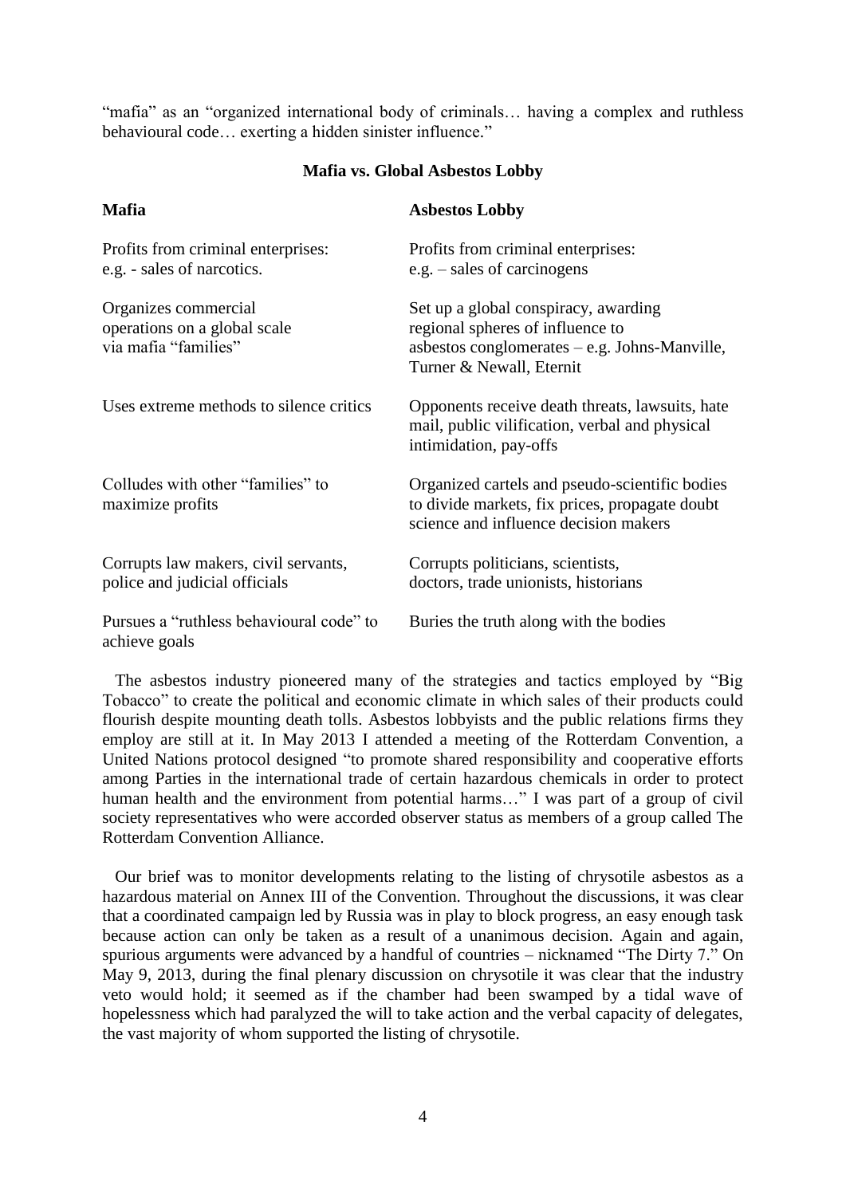"mafia" as an "organized international body of criminals… having a complex and ruthless behavioural code… exerting a hidden sinister influence."

**Mafia vs. Global Asbestos Lobby**

| **Mafia** | **Asbestos Lobby** |
|---|---|
| Profits from criminal enterprises: e.g. - sales of narcotics. | Profits from criminal enterprises: e.g. – sales of carcinogens |
| Organizes commercial operations on a global scale via mafia "families" | Set up a global conspiracy, awarding regional spheres of influence to asbestos conglomerates – e.g. Johns-Manville, Turner & Newall, Eternit |
| Uses extreme methods to silence critics | Opponents receive death threats, lawsuits, hate mail, public vilification, verbal and physical intimidation, pay-offs |
| Colludes with other "families" to maximize profits | Organized cartels and pseudo-scientific bodies to divide markets, fix prices, propagate doubt science and influence decision makers |
| Corrupts law makers, civil servants, police and judicial officials | Corrupts politicians, scientists, doctors, trade unionists, historians |
| Pursues a "ruthless behavioural code" to achieve goals | Buries the truth along with the bodies |

The asbestos industry pioneered many of the strategies and tactics employed by "Big Tobacco" to create the political and economic climate in which sales of their products could flourish despite mounting death tolls. Asbestos lobbyists and the public relations firms they employ are still at it. In May 2013 I attended a meeting of the Rotterdam Convention, a United Nations protocol designed "to promote shared responsibility and cooperative efforts among Parties in the international trade of certain hazardous chemicals in order to protect human health and the environment from potential harms…" I was part of a group of civil society representatives who were accorded observer status as members of a group called The Rotterdam Convention Alliance.

Our brief was to monitor developments relating to the listing of chrysotile asbestos as a hazardous material on Annex III of the Convention. Throughout the discussions, it was clear that a coordinated campaign led by Russia was in play to block progress, an easy enough task because action can only be taken as a result of a unanimous decision. Again and again, spurious arguments were advanced by a handful of countries – nicknamed "The Dirty 7." On May 9, 2013, during the final plenary discussion on chrysotile it was clear that the industry veto would hold; it seemed as if the chamber had been swamped by a tidal wave of hopelessness which had paralyzed the will to take action and the verbal capacity of delegates, the vast majority of whom supported the listing of chrysotile.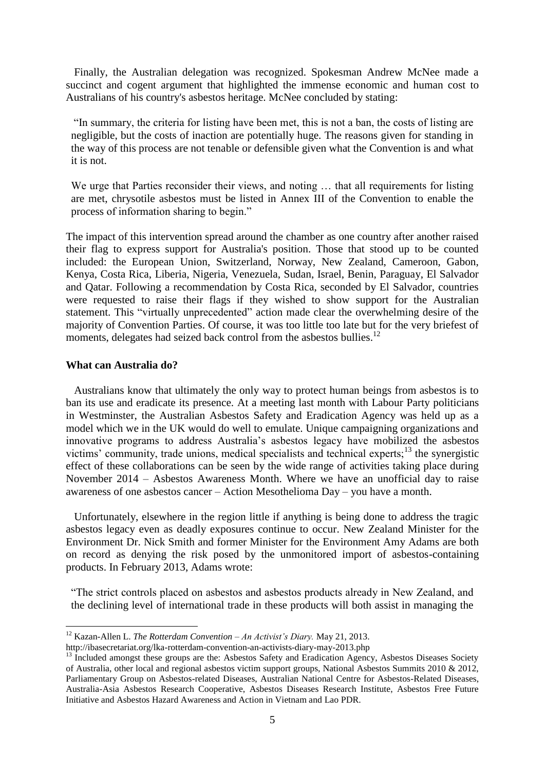Finally, the Australian delegation was recognized. Spokesman Andrew McNee made a succinct and cogent argument that highlighted the immense economic and human cost to Australians of his country's asbestos heritage. McNee concluded by stating:

> "In summary, the criteria for listing have been met, this is not a ban, the costs of listing are negligible, but the costs of inaction are potentially huge. The reasons given for standing in the way of this process are not tenable or defensible given what the Convention is and what it is not.
>
> We urge that Parties reconsider their views, and noting … that all requirements for listing are met, chrysotile asbestos must be listed in Annex III of the Convention to enable the process of information sharing to begin."

The impact of this intervention spread around the chamber as one country after another raised their flag to express support for Australia's position. Those that stood up to be counted included: the European Union, Switzerland, Norway, New Zealand, Cameroon, Gabon, Kenya, Costa Rica, Liberia, Nigeria, Venezuela, Sudan, Israel, Benin, Paraguay, El Salvador and Qatar. Following a recommendation by Costa Rica, seconded by El Salvador, countries were requested to raise their flags if they wished to show support for the Australian statement. This "virtually unprecedented" action made clear the overwhelming desire of the majority of Convention Parties. Of course, it was too little too late but for the very briefest of moments, delegates had seized back control from the asbestos bullies.[12]

**What can Australia do?**

Australians know that ultimately the only way to protect human beings from asbestos is to ban its use and eradicate its presence. At a meeting last month with Labour Party politicians in Westminster, the Australian Asbestos Safety and Eradication Agency was held up as a model which we in the UK would do well to emulate. Unique campaigning organizations and innovative programs to address Australia's asbestos legacy have mobilized the asbestos victims' community, trade unions, medical specialists and technical experts;[13] the synergistic effect of these collaborations can be seen by the wide range of activities taking place during November 2014 – Asbestos Awareness Month. Where we have an unofficial day to raise awareness of one asbestos cancer – Action Mesothelioma Day – you have a month.

Unfortunately, elsewhere in the region little if anything is being done to address the tragic asbestos legacy even as deadly exposures continue to occur. New Zealand Minister for the Environment Dr. Nick Smith and former Minister for the Environment Amy Adams are both on record as denying the risk posed by the unmonitored import of asbestos-containing products. In February 2013, Adams wrote:

> "The strict controls placed on asbestos and asbestos products already in New Zealand, and the declining level of international trade in these products will both assist in managing the

---

[12] Kazan-Allen L. *The Rotterdam Convention – An Activist's Diary.* May 21, 2013.
http://ibasecretariat.org/lka-rotterdam-convention-an-activists-diary-may-2013.php

[13] Included amongst these groups are the: Asbestos Safety and Eradication Agency, Asbestos Diseases Society of Australia, other local and regional asbestos victim support groups, National Asbestos Summits 2010 & 2012, Parliamentary Group on Asbestos-related Diseases, Australian National Centre for Asbestos-Related Diseases, Australia-Asia Asbestos Research Cooperative, Asbestos Diseases Research Institute, Asbestos Free Future Initiative and Asbestos Hazard Awareness and Action in Vietnam and Lao PDR.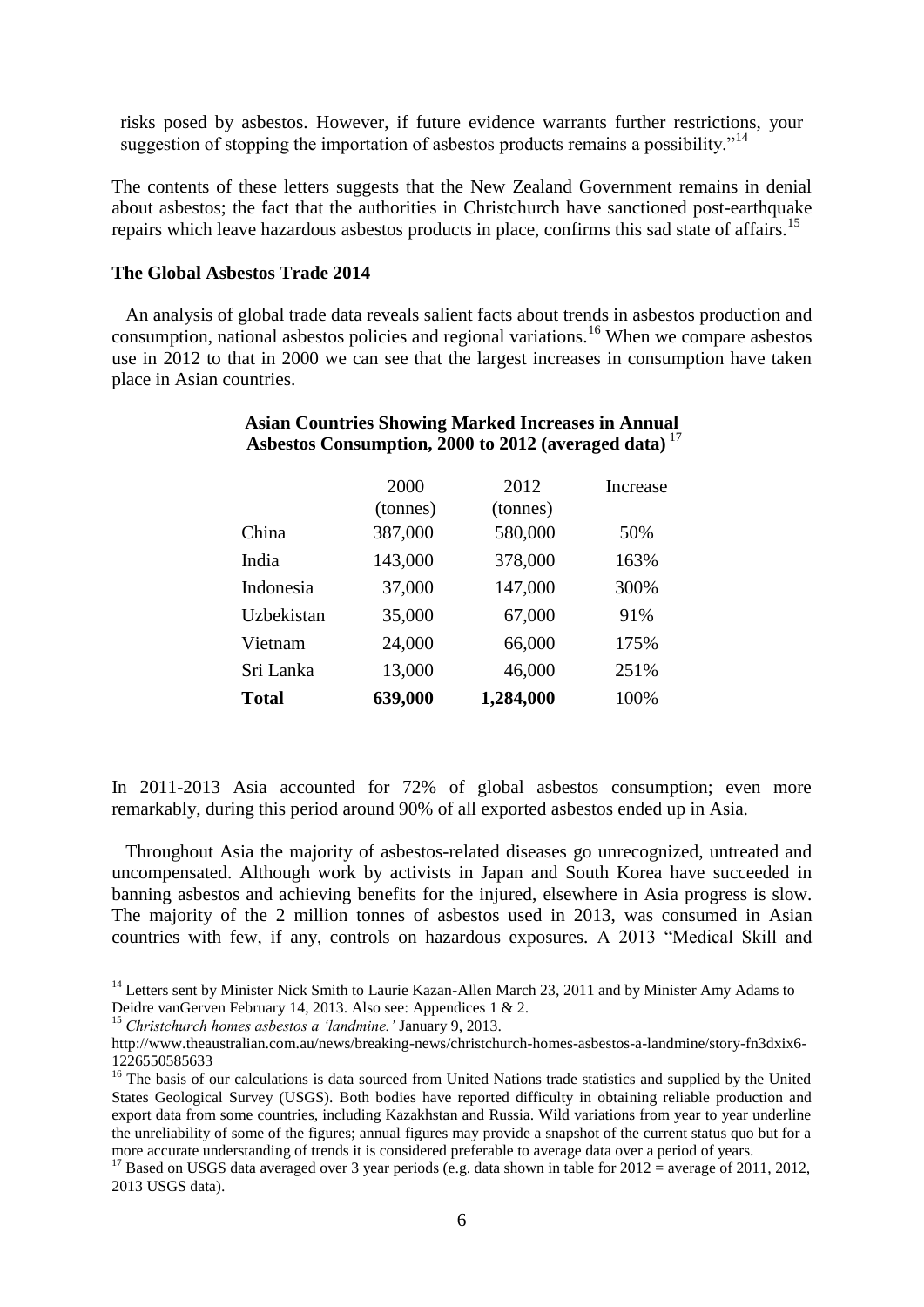risks posed by asbestos. However, if future evidence warrants further restrictions, your suggestion of stopping the importation of asbestos products remains a possibility."[14]

The contents of these letters suggests that the New Zealand Government remains in denial about asbestos; the fact that the authorities in Christchurch have sanctioned post-earthquake repairs which leave hazardous asbestos products in place, confirms this sad state of affairs.[15]

**The Global Asbestos Trade 2014**

An analysis of global trade data reveals salient facts about trends in asbestos production and consumption, national asbestos policies and regional variations.[16] When we compare asbestos use in 2012 to that in 2000 we can see that the largest increases in consumption have taken place in Asian countries.

**Asian Countries Showing Marked Increases in Annual Asbestos Consumption, 2000 to 2012 (averaged data)** [17]

| | 2000 (tonnes) | 2012 (tonnes) | Increase |
|---|---|---|---|
| China | 387,000 | 580,000 | 50% |
| India | 143,000 | 378,000 | 163% |
| Indonesia | 37,000 | 147,000 | 300% |
| Uzbekistan | 35,000 | 67,000 | 91% |
| Vietnam | 24,000 | 66,000 | 175% |
| Sri Lanka | 13,000 | 46,000 | 251% |
| **Total** | **639,000** | **1,284,000** | 100% |

In 2011-2013 Asia accounted for 72% of global asbestos consumption; even more remarkably, during this period around 90% of all exported asbestos ended up in Asia.

Throughout Asia the majority of asbestos-related diseases go unrecognized, untreated and uncompensated. Although work by activists in Japan and South Korea have succeeded in banning asbestos and achieving benefits for the injured, elsewhere in Asia progress is slow. The majority of the 2 million tonnes of asbestos used in 2013, was consumed in Asian countries with few, if any, controls on hazardous exposures. A 2013 "Medical Skill and

[14] Letters sent by Minister Nick Smith to Laurie Kazan-Allen March 23, 2011 and by Minister Amy Adams to Deidre vanGerven February 14, 2013. Also see: Appendices 1 & 2.

[15] *Christchurch homes asbestos a 'landmine.'* January 9, 2013. http://www.theaustralian.com.au/news/breaking-news/christchurch-homes-asbestos-a-landmine/story-fn3dxix6-1226550585633

[16] The basis of our calculations is data sourced from United Nations trade statistics and supplied by the United States Geological Survey (USGS). Both bodies have reported difficulty in obtaining reliable production and export data from some countries, including Kazakhstan and Russia. Wild variations from year to year underline the unreliability of some of the figures; annual figures may provide a snapshot of the current status quo but for a more accurate understanding of trends it is considered preferable to average data over a period of years.

[17] Based on USGS data averaged over 3 year periods (e.g. data shown in table for 2012 = average of 2011, 2012, 2013 USGS data).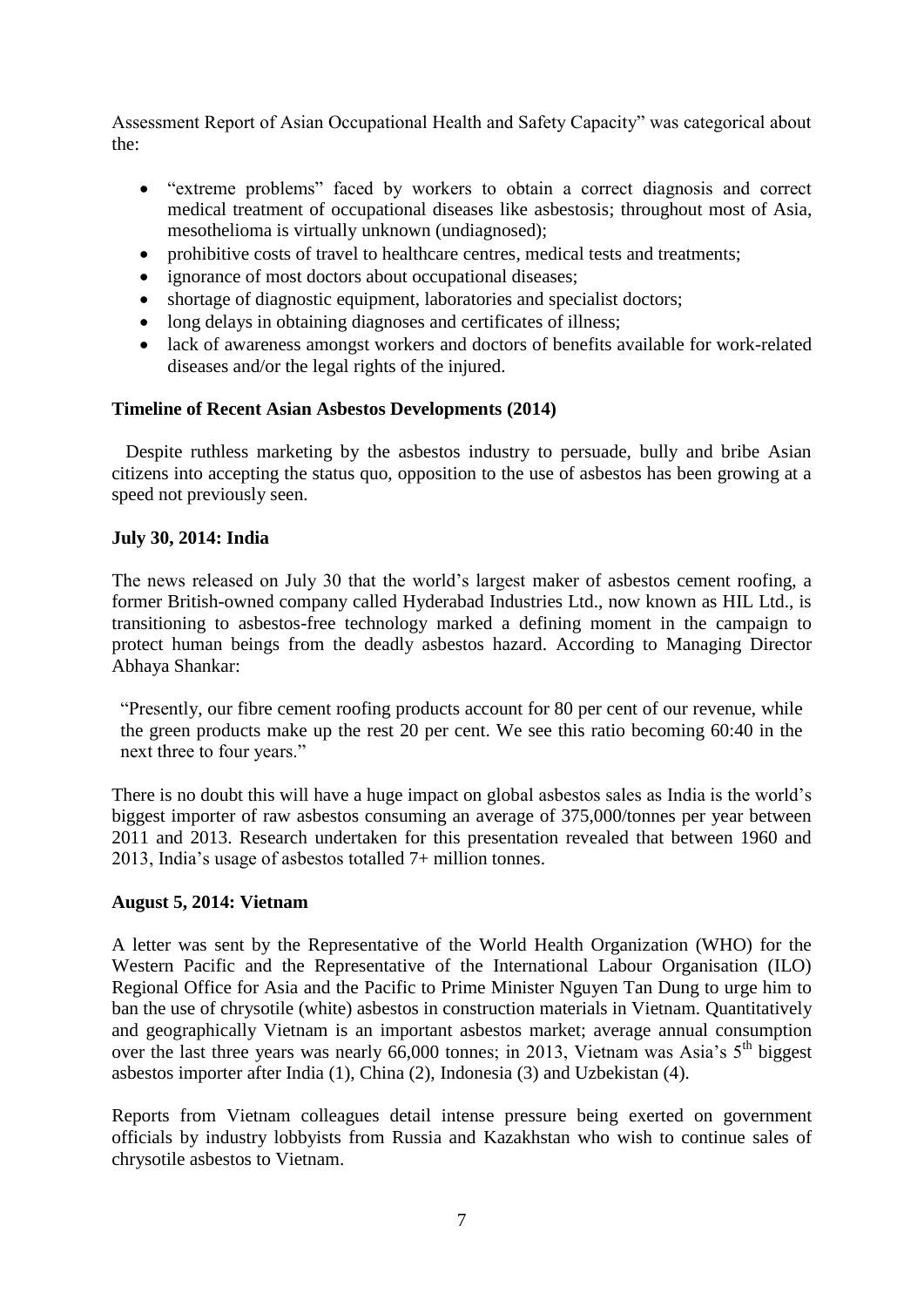Assessment Report of Asian Occupational Health and Safety Capacity" was categorical about the:

- "extreme problems" faced by workers to obtain a correct diagnosis and correct medical treatment of occupational diseases like asbestosis; throughout most of Asia, mesothelioma is virtually unknown (undiagnosed);
- prohibitive costs of travel to healthcare centres, medical tests and treatments;
- ignorance of most doctors about occupational diseases;
- shortage of diagnostic equipment, laboratories and specialist doctors;
- long delays in obtaining diagnoses and certificates of illness;
- lack of awareness amongst workers and doctors of benefits available for work-related diseases and/or the legal rights of the injured.

**Timeline of Recent Asian Asbestos Developments (2014)**

Despite ruthless marketing by the asbestos industry to persuade, bully and bribe Asian citizens into accepting the status quo, opposition to the use of asbestos has been growing at a speed not previously seen.

**July 30, 2014: India**

The news released on July 30 that the world's largest maker of asbestos cement roofing, a former British-owned company called Hyderabad Industries Ltd., now known as HIL Ltd., is transitioning to asbestos-free technology marked a defining moment in the campaign to protect human beings from the deadly asbestos hazard. According to Managing Director Abhaya Shankar:

> "Presently, our fibre cement roofing products account for 80 per cent of our revenue, while the green products make up the rest 20 per cent. We see this ratio becoming 60:40 in the next three to four years."

There is no doubt this will have a huge impact on global asbestos sales as India is the world's biggest importer of raw asbestos consuming an average of 375,000/tonnes per year between 2011 and 2013. Research undertaken for this presentation revealed that between 1960 and 2013, India's usage of asbestos totalled 7+ million tonnes.

**August 5, 2014: Vietnam**

A letter was sent by the Representative of the World Health Organization (WHO) for the Western Pacific and the Representative of the International Labour Organisation (ILO) Regional Office for Asia and the Pacific to Prime Minister Nguyen Tan Dung to urge him to ban the use of chrysotile (white) asbestos in construction materials in Vietnam. Quantitatively and geographically Vietnam is an important asbestos market; average annual consumption over the last three years was nearly 66,000 tonnes; in 2013, Vietnam was Asia's 5th biggest asbestos importer after India (1), China (2), Indonesia (3) and Uzbekistan (4).

Reports from Vietnam colleagues detail intense pressure being exerted on government officials by industry lobbyists from Russia and Kazakhstan who wish to continue sales of chrysotile asbestos to Vietnam.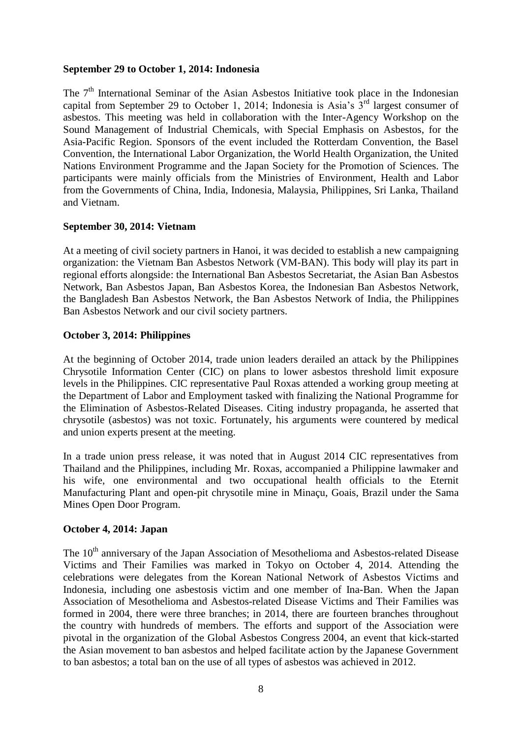**September 29 to October 1, 2014: Indonesia**

The 7th International Seminar of the Asian Asbestos Initiative took place in the Indonesian capital from September 29 to October 1, 2014; Indonesia is Asia's 3rd largest consumer of asbestos. This meeting was held in collaboration with the Inter-Agency Workshop on the Sound Management of Industrial Chemicals, with Special Emphasis on Asbestos, for the Asia-Pacific Region. Sponsors of the event included the Rotterdam Convention, the Basel Convention, the International Labor Organization, the World Health Organization, the United Nations Environment Programme and the Japan Society for the Promotion of Sciences. The participants were mainly officials from the Ministries of Environment, Health and Labor from the Governments of China, India, Indonesia, Malaysia, Philippines, Sri Lanka, Thailand and Vietnam.

**September 30, 2014: Vietnam**

At a meeting of civil society partners in Hanoi, it was decided to establish a new campaigning organization: the Vietnam Ban Asbestos Network (VM-BAN). This body will play its part in regional efforts alongside: the International Ban Asbestos Secretariat, the Asian Ban Asbestos Network, Ban Asbestos Japan, Ban Asbestos Korea, the Indonesian Ban Asbestos Network, the Bangladesh Ban Asbestos Network, the Ban Asbestos Network of India, the Philippines Ban Asbestos Network and our civil society partners.

**October 3, 2014: Philippines**

At the beginning of October 2014, trade union leaders derailed an attack by the Philippines Chrysotile Information Center (CIC) on plans to lower asbestos threshold limit exposure levels in the Philippines. CIC representative Paul Roxas attended a working group meeting at the Department of Labor and Employment tasked with finalizing the National Programme for the Elimination of Asbestos-Related Diseases. Citing industry propaganda, he asserted that chrysotile (asbestos) was not toxic. Fortunately, his arguments were countered by medical and union experts present at the meeting.

In a trade union press release, it was noted that in August 2014 CIC representatives from Thailand and the Philippines, including Mr. Roxas, accompanied a Philippine lawmaker and his wife, one environmental and two occupational health officials to the Eternit Manufacturing Plant and open-pit chrysotile mine in Minaçu, Goais, Brazil under the Sama Mines Open Door Program.

**October 4, 2014: Japan**

The 10th anniversary of the Japan Association of Mesothelioma and Asbestos-related Disease Victims and Their Families was marked in Tokyo on October 4, 2014. Attending the celebrations were delegates from the Korean National Network of Asbestos Victims and Indonesia, including one asbestosis victim and one member of Ina-Ban. When the Japan Association of Mesothelioma and Asbestos-related Disease Victims and Their Families was formed in 2004, there were three branches; in 2014, there are fourteen branches throughout the country with hundreds of members. The efforts and support of the Association were pivotal in the organization of the Global Asbestos Congress 2004, an event that kick-started the Asian movement to ban asbestos and helped facilitate action by the Japanese Government to ban asbestos; a total ban on the use of all types of asbestos was achieved in 2012.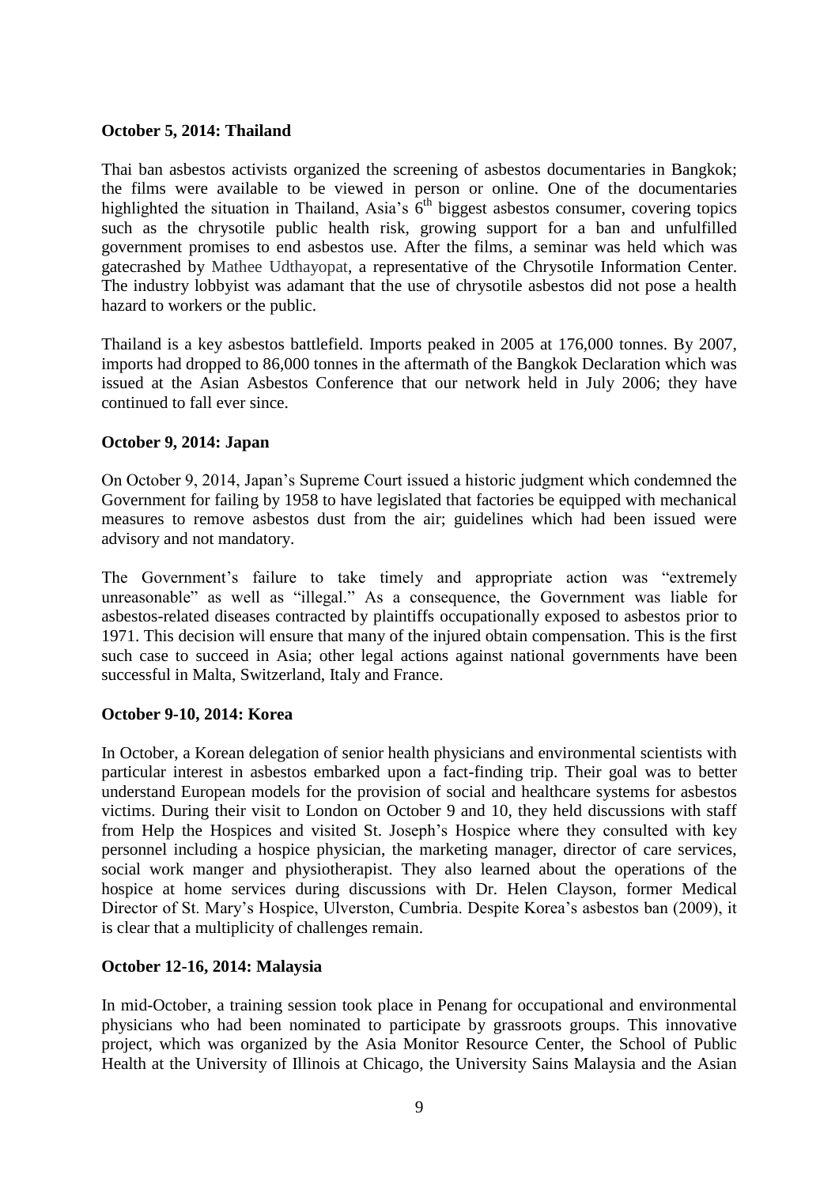**October 5, 2014: Thailand**

Thai ban asbestos activists organized the screening of asbestos documentaries in Bangkok; the films were available to be viewed in person or online. One of the documentaries highlighted the situation in Thailand, Asia's 6th biggest asbestos consumer, covering topics such as the chrysotile public health risk, growing support for a ban and unfulfilled government promises to end asbestos use. After the films, a seminar was held which was gatecrashed by Mathee Udthayopat, a representative of the Chrysotile Information Center. The industry lobbyist was adamant that the use of chrysotile asbestos did not pose a health hazard to workers or the public.

Thailand is a key asbestos battlefield. Imports peaked in 2005 at 176,000 tonnes. By 2007, imports had dropped to 86,000 tonnes in the aftermath of the Bangkok Declaration which was issued at the Asian Asbestos Conference that our network held in July 2006; they have continued to fall ever since.

**October 9, 2014: Japan**

On October 9, 2014, Japan's Supreme Court issued a historic judgment which condemned the Government for failing by 1958 to have legislated that factories be equipped with mechanical measures to remove asbestos dust from the air; guidelines which had been issued were advisory and not mandatory.

The Government's failure to take timely and appropriate action was "extremely unreasonable" as well as "illegal." As a consequence, the Government was liable for asbestos-related diseases contracted by plaintiffs occupationally exposed to asbestos prior to 1971. This decision will ensure that many of the injured obtain compensation. This is the first such case to succeed in Asia; other legal actions against national governments have been successful in Malta, Switzerland, Italy and France.

**October 9-10, 2014: Korea**

In October, a Korean delegation of senior health physicians and environmental scientists with particular interest in asbestos embarked upon a fact-finding trip. Their goal was to better understand European models for the provision of social and healthcare systems for asbestos victims. During their visit to London on October 9 and 10, they held discussions with staff from Help the Hospices and visited St. Joseph's Hospice where they consulted with key personnel including a hospice physician, the marketing manager, director of care services, social work manger and physiotherapist. They also learned about the operations of the hospice at home services during discussions with Dr. Helen Clayson, former Medical Director of St. Mary's Hospice, Ulverston, Cumbria. Despite Korea's asbestos ban (2009), it is clear that a multiplicity of challenges remain.

**October 12-16, 2014: Malaysia**

In mid-October, a training session took place in Penang for occupational and environmental physicians who had been nominated to participate by grassroots groups. This innovative project, which was organized by the Asia Monitor Resource Center, the School of Public Health at the University of Illinois at Chicago, the University Sains Malaysia and the Asian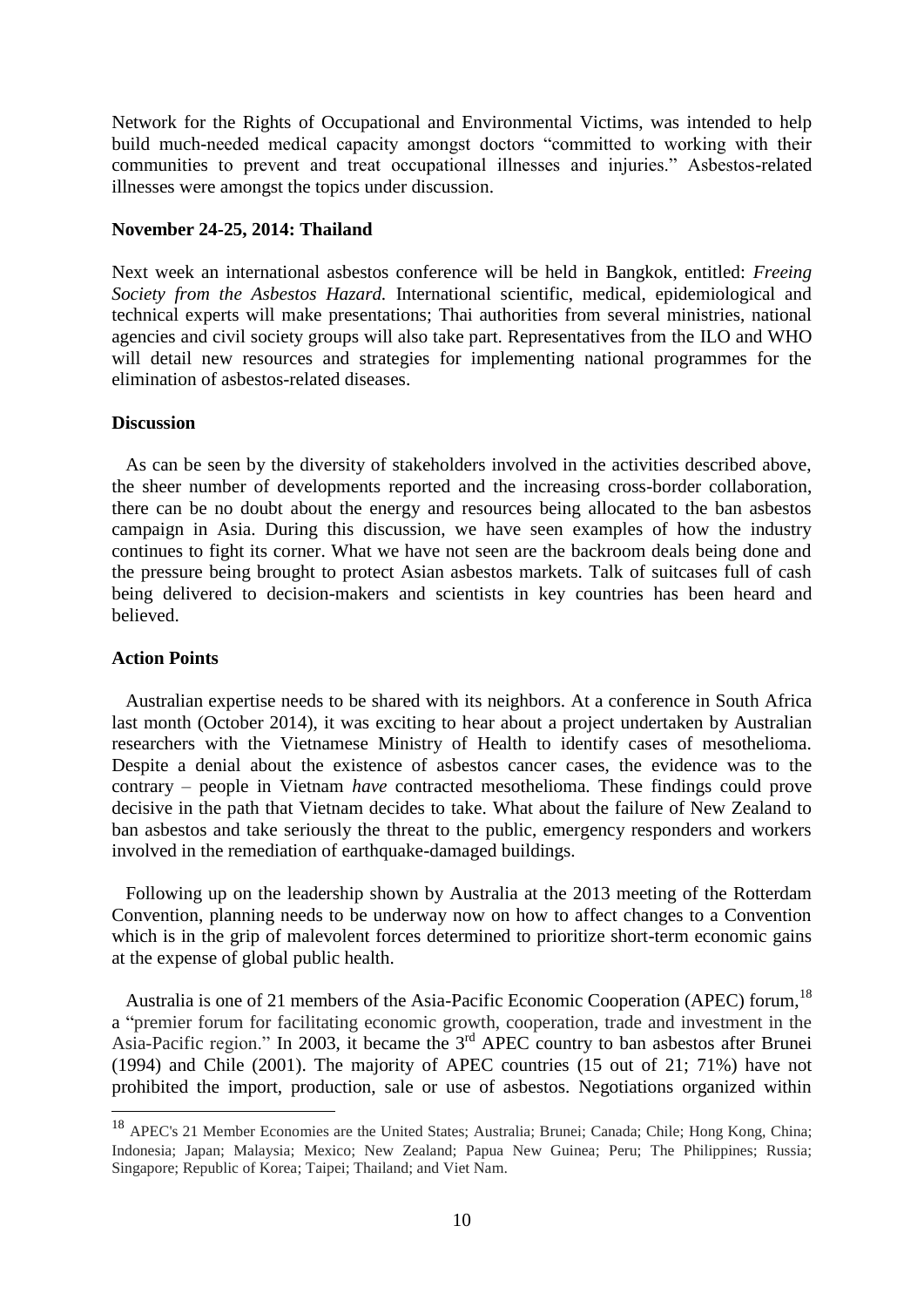Network for the Rights of Occupational and Environmental Victims, was intended to help build much-needed medical capacity amongst doctors "committed to working with their communities to prevent and treat occupational illnesses and injuries." Asbestos-related illnesses were amongst the topics under discussion.

**November 24-25, 2014: Thailand**

Next week an international asbestos conference will be held in Bangkok, entitled: *Freeing Society from the Asbestos Hazard.* International scientific, medical, epidemiological and technical experts will make presentations; Thai authorities from several ministries, national agencies and civil society groups will also take part. Representatives from the ILO and WHO will detail new resources and strategies for implementing national programmes for the elimination of asbestos-related diseases.

**Discussion**

As can be seen by the diversity of stakeholders involved in the activities described above, the sheer number of developments reported and the increasing cross-border collaboration, there can be no doubt about the energy and resources being allocated to the ban asbestos campaign in Asia. During this discussion, we have seen examples of how the industry continues to fight its corner. What we have not seen are the backroom deals being done and the pressure being brought to protect Asian asbestos markets. Talk of suitcases full of cash being delivered to decision-makers and scientists in key countries has been heard and believed.

**Action Points**

Australian expertise needs to be shared with its neighbors. At a conference in South Africa last month (October 2014), it was exciting to hear about a project undertaken by Australian researchers with the Vietnamese Ministry of Health to identify cases of mesothelioma. Despite a denial about the existence of asbestos cancer cases, the evidence was to the contrary – people in Vietnam *have* contracted mesothelioma. These findings could prove decisive in the path that Vietnam decides to take. What about the failure of New Zealand to ban asbestos and take seriously the threat to the public, emergency responders and workers involved in the remediation of earthquake-damaged buildings.

Following up on the leadership shown by Australia at the 2013 meeting of the Rotterdam Convention, planning needs to be underway now on how to affect changes to a Convention which is in the grip of malevolent forces determined to prioritize short-term economic gains at the expense of global public health.

Australia is one of 21 members of the Asia-Pacific Economic Cooperation (APEC) forum,[18] a "premier forum for facilitating economic growth, cooperation, trade and investment in the Asia-Pacific region." In 2003, it became the 3rd APEC country to ban asbestos after Brunei (1994) and Chile (2001). The majority of APEC countries (15 out of 21; 71%) have not prohibited the import, production, sale or use of asbestos. Negotiations organized within

[18] APEC's 21 Member Economies are the United States; Australia; Brunei; Canada; Chile; Hong Kong, China; Indonesia; Japan; Malaysia; Mexico; New Zealand; Papua New Guinea; Peru; The Philippines; Russia; Singapore; Republic of Korea; Taipei; Thailand; and Viet Nam.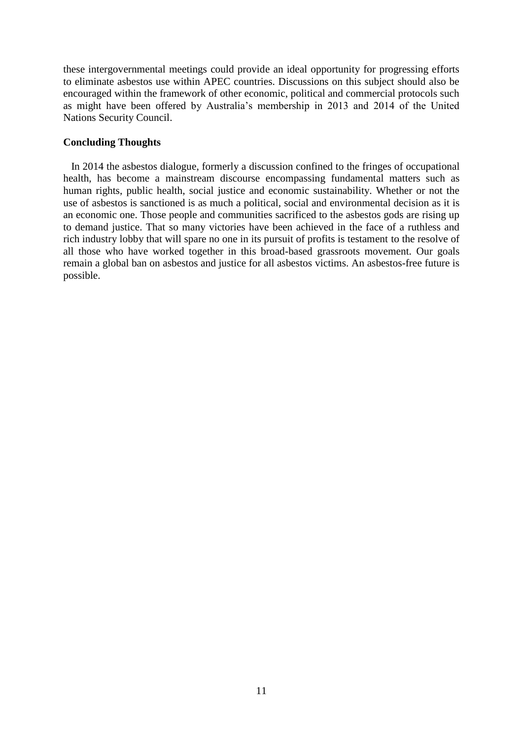these intergovernmental meetings could provide an ideal opportunity for progressing efforts to eliminate asbestos use within APEC countries. Discussions on this subject should also be encouraged within the framework of other economic, political and commercial protocols such as might have been offered by Australia's membership in 2013 and 2014 of the United Nations Security Council.

**Concluding Thoughts**

In 2014 the asbestos dialogue, formerly a discussion confined to the fringes of occupational health, has become a mainstream discourse encompassing fundamental matters such as human rights, public health, social justice and economic sustainability. Whether or not the use of asbestos is sanctioned is as much a political, social and environmental decision as it is an economic one. Those people and communities sacrificed to the asbestos gods are rising up to demand justice. That so many victories have been achieved in the face of a ruthless and rich industry lobby that will spare no one in its pursuit of profits is testament to the resolve of all those who have worked together in this broad-based grassroots movement. Our goals remain a global ban on asbestos and justice for all asbestos victims. An asbestos-free future is possible.